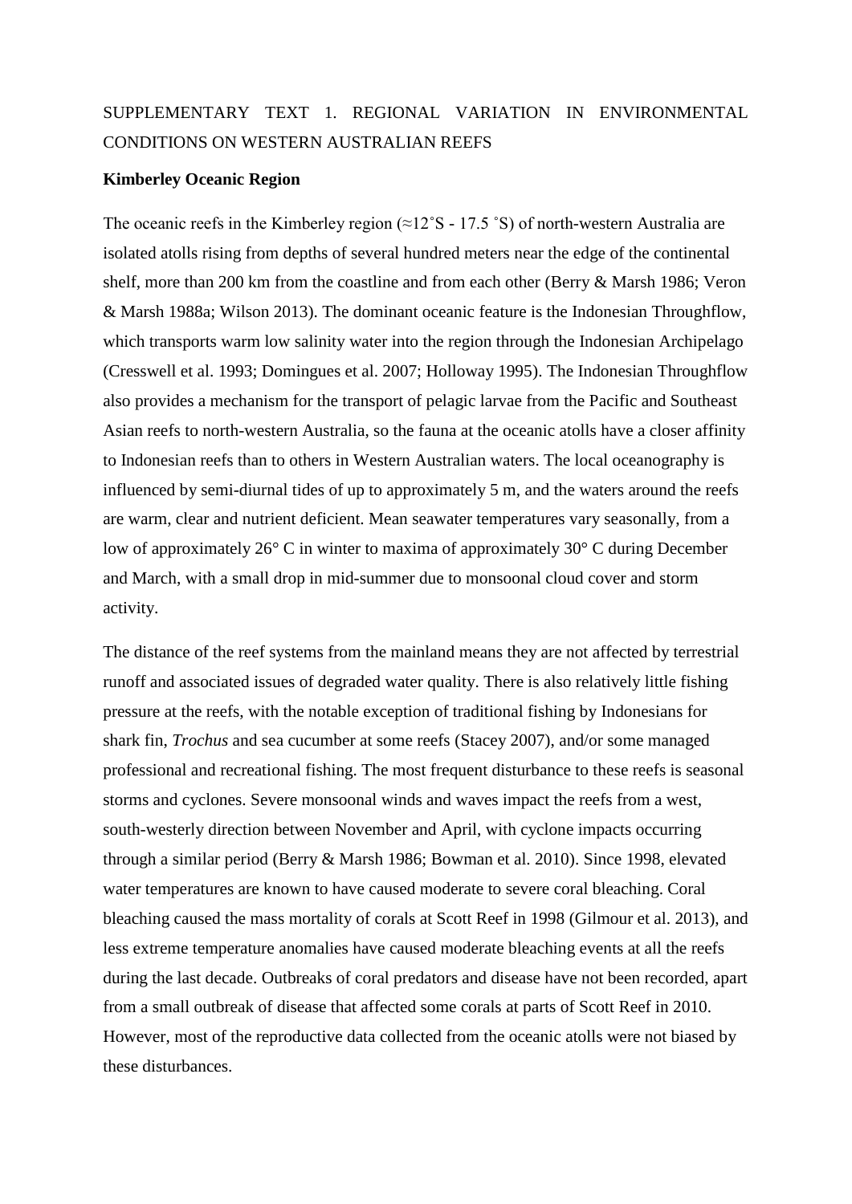# SUPPLEMENTARY TEXT 1. REGIONAL VARIATION IN ENVIRONMENTAL CONDITIONS ON WESTERN AUSTRALIAN REEFS

## Kimberley Oceanic Region

The oceanic reefs in the Kimberley region (≈12˚S - 17.5 ˚S) of north-western Australia are isolated atolls rising from depths of several hundred meters near the edge of the continental shelf, more than 200 km from the coastline and from each other (Berry & Marsh 1986; Veron & Marsh 1988a; Wilson 2013). The dominant oceanic feature is the Indonesian Throughflow, which transports warm low salinity water into the region through the Indonesian Archipelago (Cresswell et al. 1993; Domingues et al. 2007; Holloway 1995). The Indonesian Throughflow also provides a mechanism for the transport of pelagic larvae from the Pacific and Southeast Asian reefs to north-western Australia, so the fauna at the oceanic atolls have a closer affinity to Indonesian reefs than to others in Western Australian waters. The local oceanography is influenced by semi-diurnal tides of up to approximately 5 m, and the waters around the reefs are warm, clear and nutrient deficient. Mean seawater temperatures vary seasonally, from a low of approximately 26° C in winter to maxima of approximately 30° C during December and March, with a small drop in mid-summer due to monsoonal cloud cover and storm activity.

The distance of the reef systems from the mainland means they are not affected by terrestrial runoff and associated issues of degraded water quality. There is also relatively little fishing pressure at the reefs, with the notable exception of traditional fishing by Indonesians for shark fin, *Trochus* and sea cucumber at some reefs (Stacey 2007), and/or some managed professional and recreational fishing. The most frequent disturbance to these reefs is seasonal storms and cyclones. Severe monsoonal winds and waves impact the reefs from a west, south-westerly direction between November and April, with cyclone impacts occurring through a similar period (Berry & Marsh 1986; Bowman et al. 2010). Since 1998, elevated water temperatures are known to have caused moderate to severe coral bleaching. Coral bleaching caused the mass mortality of corals at Scott Reef in 1998 (Gilmour et al. 2013), and less extreme temperature anomalies have caused moderate bleaching events at all the reefs during the last decade. Outbreaks of coral predators and disease have not been recorded, apart from a small outbreak of disease that affected some corals at parts of Scott Reef in 2010. However, most of the reproductive data collected from the oceanic atolls were not biased by these disturbances.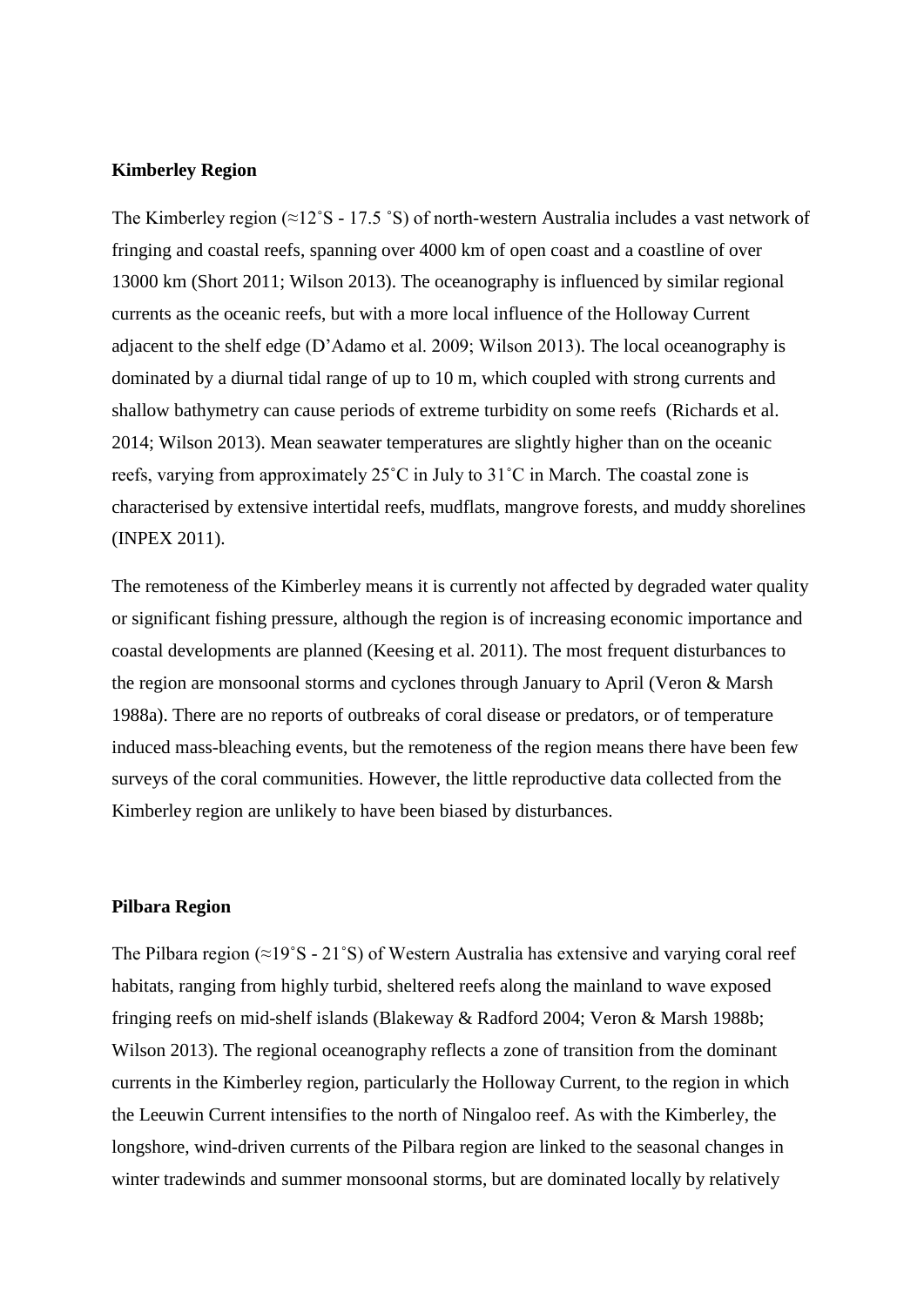**Kimberley Region**

The Kimberley region (≈12˚S - 17.5 ˚S) of north-western Australia includes a vast network of fringing and coastal reefs, spanning over 4000 km of open coast and a coastline of over 13000 km (Short 2011; Wilson 2013). The oceanography is influenced by similar regional currents as the oceanic reefs, but with a more local influence of the Holloway Current adjacent to the shelf edge (D'Adamo et al. 2009; Wilson 2013). The local oceanography is dominated by a diurnal tidal range of up to 10 m, which coupled with strong currents and shallow bathymetry can cause periods of extreme turbidity on some reefs (Richards et al. 2014; Wilson 2013). Mean seawater temperatures are slightly higher than on the oceanic reefs, varying from approximately 25˚C in July to 31˚C in March. The coastal zone is characterised by extensive intertidal reefs, mudflats, mangrove forests, and muddy shorelines (INPEX 2011).

The remoteness of the Kimberley means it is currently not affected by degraded water quality or significant fishing pressure, although the region is of increasing economic importance and coastal developments are planned (Keesing et al. 2011). The most frequent disturbances to the region are monsoonal storms and cyclones through January to April (Veron & Marsh 1988a). There are no reports of outbreaks of coral disease or predators, or of temperature induced mass-bleaching events, but the remoteness of the region means there have been few surveys of the coral communities. However, the little reproductive data collected from the Kimberley region are unlikely to have been biased by disturbances.

**Pilbara Region**

The Pilbara region (≈19˚S - 21˚S) of Western Australia has extensive and varying coral reef habitats, ranging from highly turbid, sheltered reefs along the mainland to wave exposed fringing reefs on mid-shelf islands (Blakeway & Radford 2004; Veron & Marsh 1988b; Wilson 2013). The regional oceanography reflects a zone of transition from the dominant currents in the Kimberley region, particularly the Holloway Current, to the region in which the Leeuwin Current intensifies to the north of Ningaloo reef. As with the Kimberley, the longshore, wind-driven currents of the Pilbara region are linked to the seasonal changes in winter tradewinds and summer monsoonal storms, but are dominated locally by relatively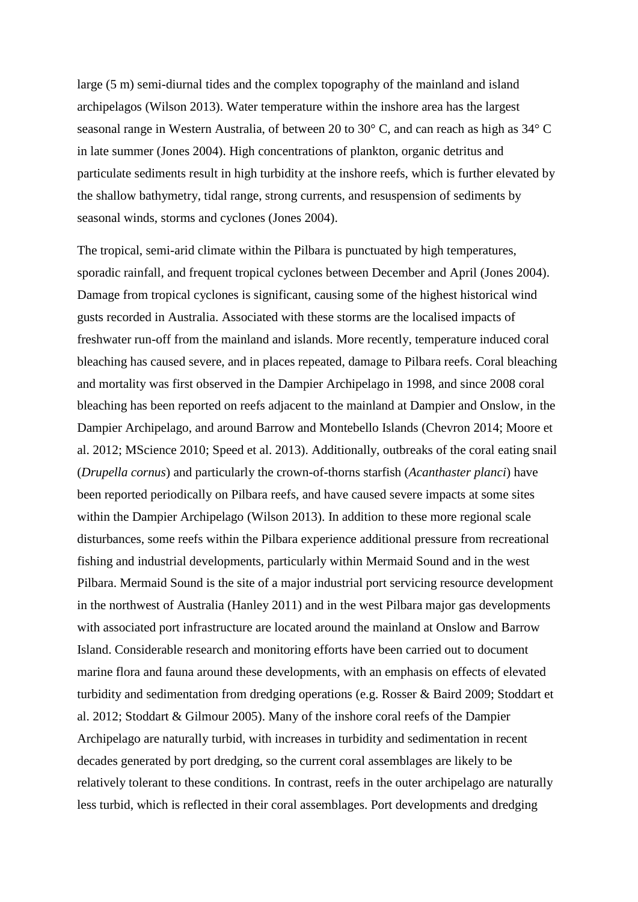large (5 m) semi-diurnal tides and the complex topography of the mainland and island archipelagos (Wilson 2013). Water temperature within the inshore area has the largest seasonal range in Western Australia, of between 20 to 30° C, and can reach as high as 34° C in late summer (Jones 2004). High concentrations of plankton, organic detritus and particulate sediments result in high turbidity at the inshore reefs, which is further elevated by the shallow bathymetry, tidal range, strong currents, and resuspension of sediments by seasonal winds, storms and cyclones (Jones 2004).

The tropical, semi-arid climate within the Pilbara is punctuated by high temperatures, sporadic rainfall, and frequent tropical cyclones between December and April (Jones 2004). Damage from tropical cyclones is significant, causing some of the highest historical wind gusts recorded in Australia. Associated with these storms are the localised impacts of freshwater run-off from the mainland and islands. More recently, temperature induced coral bleaching has caused severe, and in places repeated, damage to Pilbara reefs. Coral bleaching and mortality was first observed in the Dampier Archipelago in 1998, and since 2008 coral bleaching has been reported on reefs adjacent to the mainland at Dampier and Onslow, in the Dampier Archipelago, and around Barrow and Montebello Islands (Chevron 2014; Moore et al. 2012; MScience 2010; Speed et al. 2013). Additionally, outbreaks of the coral eating snail (*Drupella cornus*) and particularly the crown-of-thorns starfish (*Acanthaster planci*) have been reported periodically on Pilbara reefs, and have caused severe impacts at some sites within the Dampier Archipelago (Wilson 2013). In addition to these more regional scale disturbances, some reefs within the Pilbara experience additional pressure from recreational fishing and industrial developments, particularly within Mermaid Sound and in the west Pilbara. Mermaid Sound is the site of a major industrial port servicing resource development in the northwest of Australia (Hanley 2011) and in the west Pilbara major gas developments with associated port infrastructure are located around the mainland at Onslow and Barrow Island. Considerable research and monitoring efforts have been carried out to document marine flora and fauna around these developments, with an emphasis on effects of elevated turbidity and sedimentation from dredging operations (e.g. Rosser & Baird 2009; Stoddart et al. 2012; Stoddart & Gilmour 2005). Many of the inshore coral reefs of the Dampier Archipelago are naturally turbid, with increases in turbidity and sedimentation in recent decades generated by port dredging, so the current coral assemblages are likely to be relatively tolerant to these conditions. In contrast, reefs in the outer archipelago are naturally less turbid, which is reflected in their coral assemblages. Port developments and dredging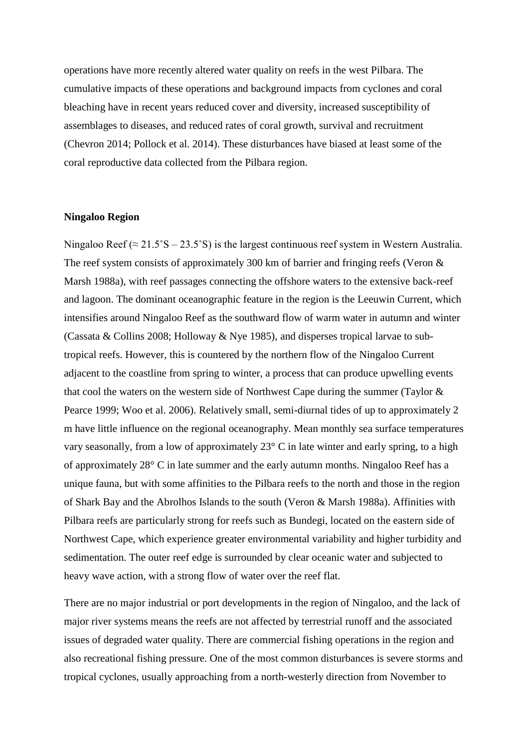operations have more recently altered water quality on reefs in the west Pilbara. The cumulative impacts of these operations and background impacts from cyclones and coral bleaching have in recent years reduced cover and diversity, increased susceptibility of assemblages to diseases, and reduced rates of coral growth, survival and recruitment (Chevron 2014; Pollock et al. 2014). These disturbances have biased at least some of the coral reproductive data collected from the Pilbara region.

### Ningaloo Region

Ningaloo Reef (≈ 21.5˚S – 23.5˚S) is the largest continuous reef system in Western Australia. The reef system consists of approximately 300 km of barrier and fringing reefs (Veron & Marsh 1988a), with reef passages connecting the offshore waters to the extensive back-reef and lagoon. The dominant oceanographic feature in the region is the Leeuwin Current, which intensifies around Ningaloo Reef as the southward flow of warm water in autumn and winter (Cassata & Collins 2008; Holloway & Nye 1985), and disperses tropical larvae to sub-tropical reefs. However, this is countered by the northern flow of the Ningaloo Current adjacent to the coastline from spring to winter, a process that can produce upwelling events that cool the waters on the western side of Northwest Cape during the summer (Taylor & Pearce 1999; Woo et al. 2006). Relatively small, semi-diurnal tides of up to approximately 2 m have little influence on the regional oceanography. Mean monthly sea surface temperatures vary seasonally, from a low of approximately 23° C in late winter and early spring, to a high of approximately 28° C in late summer and the early autumn months. Ningaloo Reef has a unique fauna, but with some affinities to the Pilbara reefs to the north and those in the region of Shark Bay and the Abrolhos Islands to the south (Veron & Marsh 1988a). Affinities with Pilbara reefs are particularly strong for reefs such as Bundegi, located on the eastern side of Northwest Cape, which experience greater environmental variability and higher turbidity and sedimentation. The outer reef edge is surrounded by clear oceanic water and subjected to heavy wave action, with a strong flow of water over the reef flat.

There are no major industrial or port developments in the region of Ningaloo, and the lack of major river systems means the reefs are not affected by terrestrial runoff and the associated issues of degraded water quality. There are commercial fishing operations in the region and also recreational fishing pressure. One of the most common disturbances is severe storms and tropical cyclones, usually approaching from a north-westerly direction from November to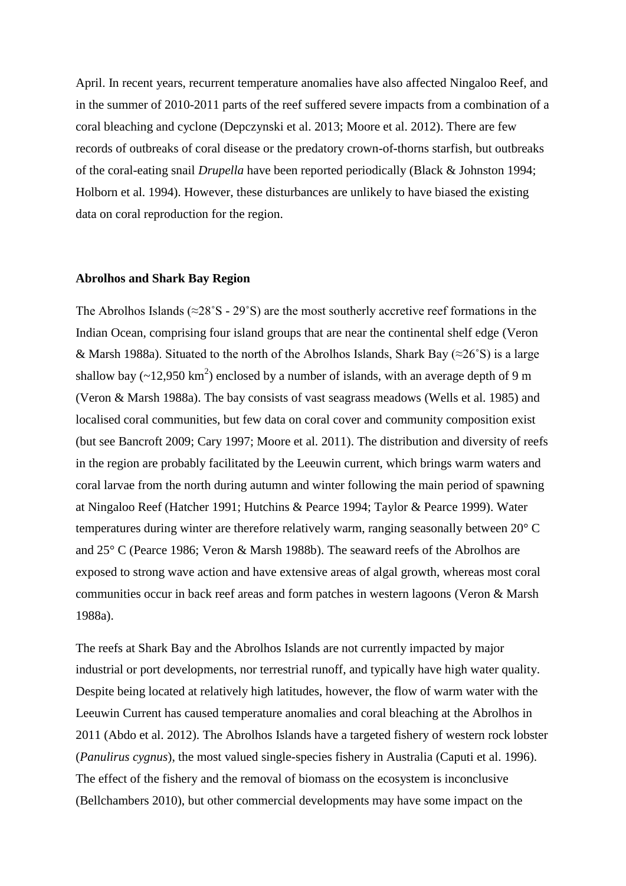April. In recent years, recurrent temperature anomalies have also affected Ningaloo Reef, and in the summer of 2010-2011 parts of the reef suffered severe impacts from a combination of a coral bleaching and cyclone (Depczynski et al. 2013; Moore et al. 2012). There are few records of outbreaks of coral disease or the predatory crown-of-thorns starfish, but outbreaks of the coral-eating snail *Drupella* have been reported periodically (Black & Johnston 1994; Holborn et al. 1994). However, these disturbances are unlikely to have biased the existing data on coral reproduction for the region.

**Abrolhos and Shark Bay Region**

The Abrolhos Islands (≈28˚S - 29˚S) are the most southerly accretive reef formations in the Indian Ocean, comprising four island groups that are near the continental shelf edge (Veron & Marsh 1988a). Situated to the north of the Abrolhos Islands, Shark Bay (≈26˚S) is a large shallow bay (~12,950 km$^2$) enclosed by a number of islands, with an average depth of 9 m (Veron & Marsh 1988a). The bay consists of vast seagrass meadows (Wells et al. 1985) and localised coral communities, but few data on coral cover and community composition exist (but see Bancroft 2009; Cary 1997; Moore et al. 2011). The distribution and diversity of reefs in the region are probably facilitated by the Leeuwin current, which brings warm waters and coral larvae from the north during autumn and winter following the main period of spawning at Ningaloo Reef (Hatcher 1991; Hutchins & Pearce 1994; Taylor & Pearce 1999). Water temperatures during winter are therefore relatively warm, ranging seasonally between 20° C and 25° C (Pearce 1986; Veron & Marsh 1988b). The seaward reefs of the Abrolhos are exposed to strong wave action and have extensive areas of algal growth, whereas most coral communities occur in back reef areas and form patches in western lagoons (Veron & Marsh 1988a).

The reefs at Shark Bay and the Abrolhos Islands are not currently impacted by major industrial or port developments, nor terrestrial runoff, and typically have high water quality. Despite being located at relatively high latitudes, however, the flow of warm water with the Leeuwin Current has caused temperature anomalies and coral bleaching at the Abrolhos in 2011 (Abdo et al. 2012). The Abrolhos Islands have a targeted fishery of western rock lobster (*Panulirus cygnus*), the most valued single-species fishery in Australia (Caputi et al. 1996). The effect of the fishery and the removal of biomass on the ecosystem is inconclusive (Bellchambers 2010), but other commercial developments may have some impact on the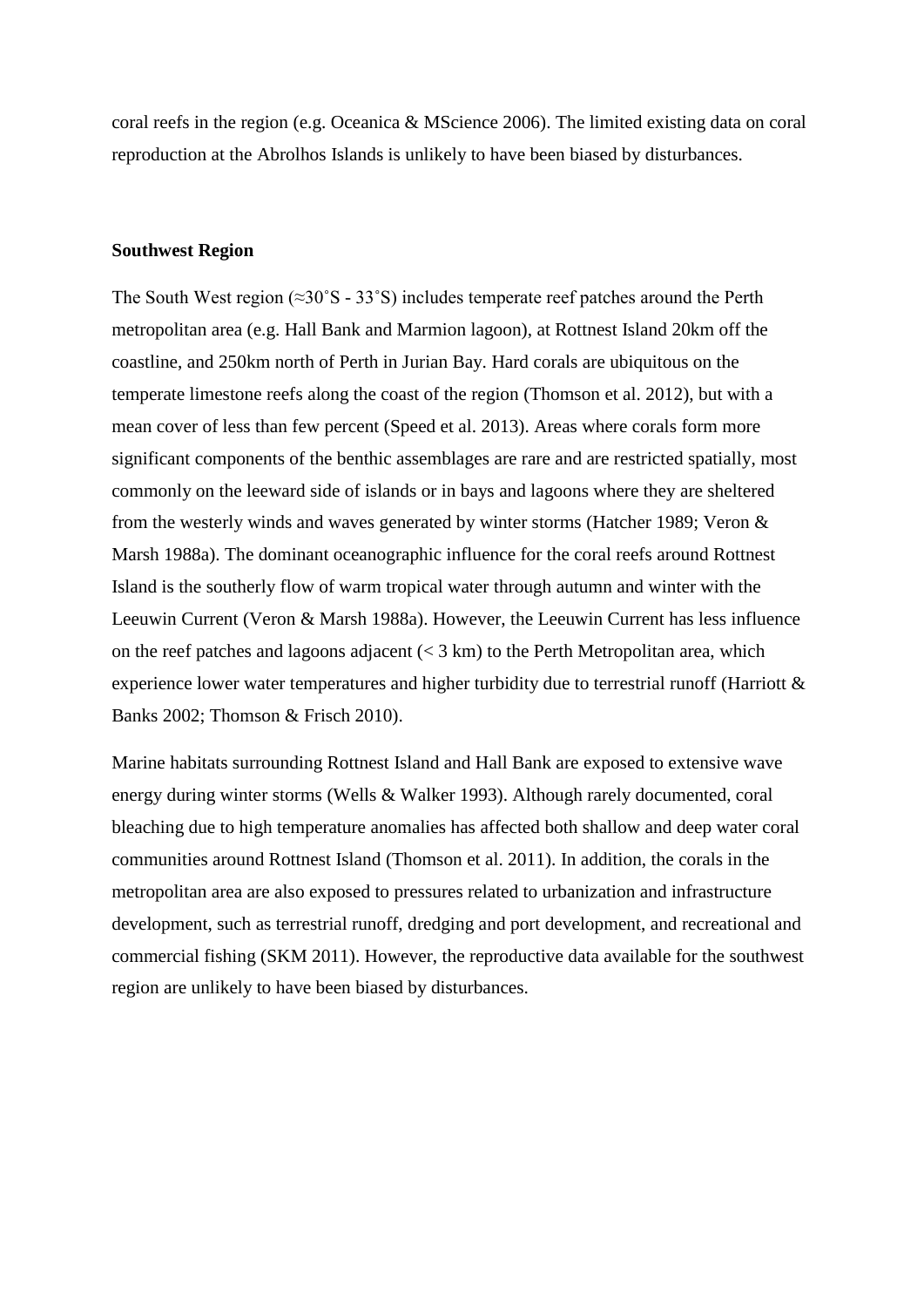coral reefs in the region (e.g. Oceanica & MScience 2006). The limited existing data on coral reproduction at the Abrolhos Islands is unlikely to have been biased by disturbances.

**Southwest Region**

The South West region (≈30˚S - 33˚S) includes temperate reef patches around the Perth metropolitan area (e.g. Hall Bank and Marmion lagoon), at Rottnest Island 20km off the coastline, and 250km north of Perth in Jurian Bay. Hard corals are ubiquitous on the temperate limestone reefs along the coast of the region (Thomson et al. 2012), but with a mean cover of less than few percent (Speed et al. 2013). Areas where corals form more significant components of the benthic assemblages are rare and are restricted spatially, most commonly on the leeward side of islands or in bays and lagoons where they are sheltered from the westerly winds and waves generated by winter storms (Hatcher 1989; Veron & Marsh 1988a). The dominant oceanographic influence for the coral reefs around Rottnest Island is the southerly flow of warm tropical water through autumn and winter with the Leeuwin Current (Veron & Marsh 1988a). However, the Leeuwin Current has less influence on the reef patches and lagoons adjacent (< 3 km) to the Perth Metropolitan area, which experience lower water temperatures and higher turbidity due to terrestrial runoff (Harriott & Banks 2002; Thomson & Frisch 2010).

Marine habitats surrounding Rottnest Island and Hall Bank are exposed to extensive wave energy during winter storms (Wells & Walker 1993). Although rarely documented, coral bleaching due to high temperature anomalies has affected both shallow and deep water coral communities around Rottnest Island (Thomson et al. 2011). In addition, the corals in the metropolitan area are also exposed to pressures related to urbanization and infrastructure development, such as terrestrial runoff, dredging and port development, and recreational and commercial fishing (SKM 2011). However, the reproductive data available for the southwest region are unlikely to have been biased by disturbances.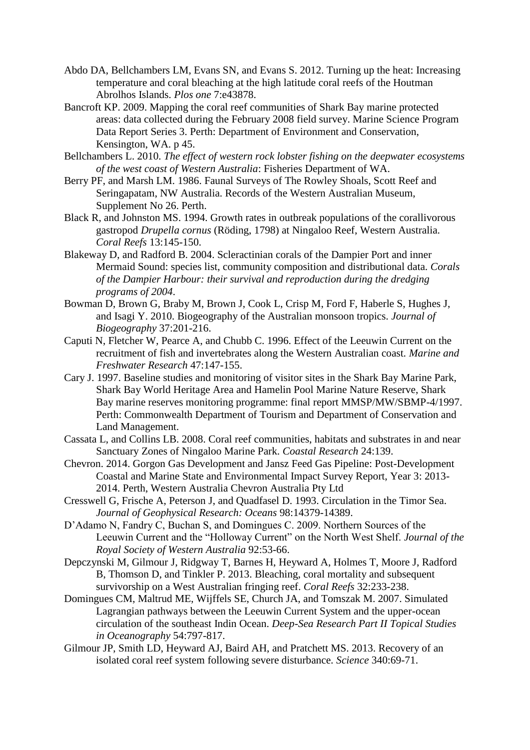Abdo DA, Bellchambers LM, Evans SN, and Evans S. 2012. Turning up the heat: Increasing temperature and coral bleaching at the high latitude coral reefs of the Houtman Abrolhos Islands. *Plos one* 7:e43878.

Bancroft KP. 2009. Mapping the coral reef communities of Shark Bay marine protected areas: data collected during the February 2008 field survey. Marine Science Program Data Report Series 3. Perth: Department of Environment and Conservation, Kensington, WA. p 45.

Bellchambers L. 2010. *The effect of western rock lobster fishing on the deepwater ecosystems of the west coast of Western Australia*: Fisheries Department of WA.

Berry PF, and Marsh LM. 1986. Faunal Surveys of The Rowley Shoals, Scott Reef and Seringapatam, NW Australia. Records of the Western Australian Museum, Supplement No 26. Perth.

Black R, and Johnston MS. 1994. Growth rates in outbreak populations of the corallivorous gastropod *Drupella cornus* (Röding, 1798) at Ningaloo Reef, Western Australia. *Coral Reefs* 13:145-150.

Blakeway D, and Radford B. 2004. Scleractinian corals of the Dampier Port and inner Mermaid Sound: species list, community composition and distributional data. *Corals of the Dampier Harbour: their survival and reproduction during the dredging programs of 2004*.

Bowman D, Brown G, Braby M, Brown J, Cook L, Crisp M, Ford F, Haberle S, Hughes J, and Isagi Y. 2010. Biogeography of the Australian monsoon tropics. *Journal of Biogeography* 37:201-216.

Caputi N, Fletcher W, Pearce A, and Chubb C. 1996. Effect of the Leeuwin Current on the recruitment of fish and invertebrates along the Western Australian coast. *Marine and Freshwater Research* 47:147-155.

Cary J. 1997. Baseline studies and monitoring of visitor sites in the Shark Bay Marine Park, Shark Bay World Heritage Area and Hamelin Pool Marine Nature Reserve, Shark Bay marine reserves monitoring programme: final report MMSP/MW/SBMP-4/1997. Perth: Commonwealth Department of Tourism and Department of Conservation and Land Management.

Cassata L, and Collins LB. 2008. Coral reef communities, habitats and substrates in and near Sanctuary Zones of Ningaloo Marine Park. *Coastal Research* 24:139.

Chevron. 2014. Gorgon Gas Development and Jansz Feed Gas Pipeline: Post-Development Coastal and Marine State and Environmental Impact Survey Report, Year 3: 2013-2014. Perth, Western Australia Chevron Australia Pty Ltd

Cresswell G, Frische A, Peterson J, and Quadfasel D. 1993. Circulation in the Timor Sea. *Journal of Geophysical Research: Oceans* 98:14379-14389.

D'Adamo N, Fandry C, Buchan S, and Domingues C. 2009. Northern Sources of the Leeuwin Current and the "Holloway Current" on the North West Shelf. *Journal of the Royal Society of Western Australia* 92:53-66.

Depczynski M, Gilmour J, Ridgway T, Barnes H, Heyward A, Holmes T, Moore J, Radford B, Thomson D, and Tinkler P. 2013. Bleaching, coral mortality and subsequent survivorship on a West Australian fringing reef. *Coral Reefs* 32:233-238.

Domingues CM, Maltrud ME, Wijffels SE, Church JA, and Tomszak M. 2007. Simulated Lagrangian pathways between the Leeuwin Current System and the upper-ocean circulation of the southeast Indin Ocean. *Deep-Sea Research Part II Topical Studies in Oceanography* 54:797-817.

Gilmour JP, Smith LD, Heyward AJ, Baird AH, and Pratchett MS. 2013. Recovery of an isolated coral reef system following severe disturbance. *Science* 340:69-71.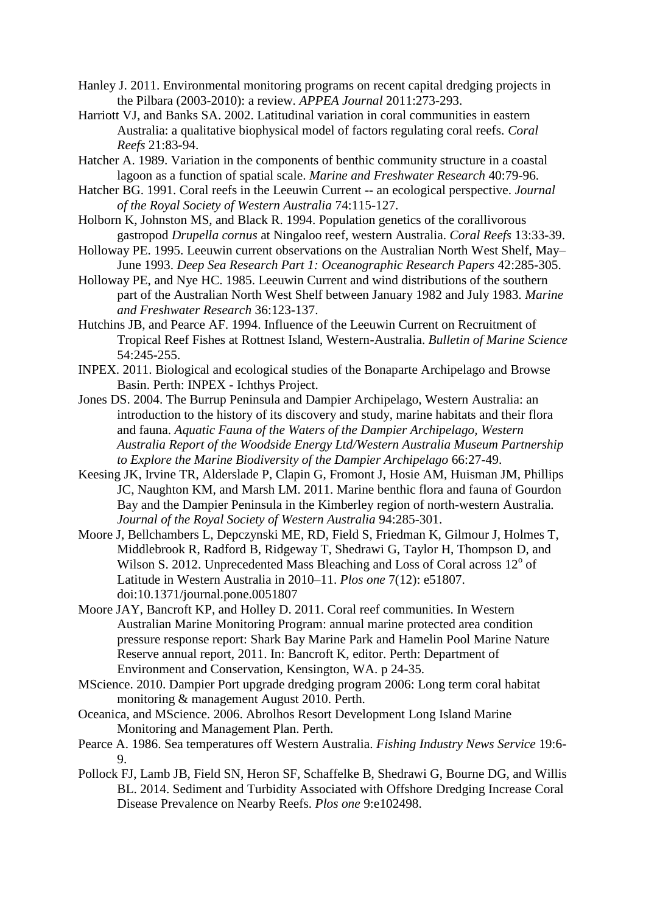Hanley J. 2011. Environmental monitoring programs on recent capital dredging projects in the Pilbara (2003-2010): a review. *APPEA Journal* 2011:273-293.

Harriott VJ, and Banks SA. 2002. Latitudinal variation in coral communities in eastern Australia: a qualitative biophysical model of factors regulating coral reefs. *Coral Reefs* 21:83-94.

Hatcher A. 1989. Variation in the components of benthic community structure in a coastal lagoon as a function of spatial scale. *Marine and Freshwater Research* 40:79-96.

Hatcher BG. 1991. Coral reefs in the Leeuwin Current -- an ecological perspective. *Journal of the Royal Society of Western Australia* 74:115-127.

Holborn K, Johnston MS, and Black R. 1994. Population genetics of the corallivorous gastropod *Drupella cornus* at Ningaloo reef, western Australia. *Coral Reefs* 13:33-39.

Holloway PE. 1995. Leeuwin current observations on the Australian North West Shelf, May–June 1993. *Deep Sea Research Part 1: Oceanographic Research Papers* 42:285-305.

Holloway PE, and Nye HC. 1985. Leeuwin Current and wind distributions of the southern part of the Australian North West Shelf between January 1982 and July 1983. *Marine and Freshwater Research* 36:123-137.

Hutchins JB, and Pearce AF. 1994. Influence of the Leeuwin Current on Recruitment of Tropical Reef Fishes at Rottnest Island, Western-Australia. *Bulletin of Marine Science* 54:245-255.

INPEX. 2011. Biological and ecological studies of the Bonaparte Archipelago and Browse Basin. Perth: INPEX - Ichthys Project.

Jones DS. 2004. The Burrup Peninsula and Dampier Archipelago, Western Australia: an introduction to the history of its discovery and study, marine habitats and their flora and fauna. *Aquatic Fauna of the Waters of the Dampier Archipelago, Western Australia Report of the Woodside Energy Ltd/Western Australia Museum Partnership to Explore the Marine Biodiversity of the Dampier Archipelago* 66:27-49.

Keesing JK, Irvine TR, Alderslade P, Clapin G, Fromont J, Hosie AM, Huisman JM, Phillips JC, Naughton KM, and Marsh LM. 2011. Marine benthic flora and fauna of Gourdon Bay and the Dampier Peninsula in the Kimberley region of north-western Australia. *Journal of the Royal Society of Western Australia* 94:285-301.

Moore J, Bellchambers L, Depczynski ME, RD, Field S, Friedman K, Gilmour J, Holmes T, Middlebrook R, Radford B, Ridgeway T, Shedrawi G, Taylor H, Thompson D, and Wilson S. 2012. Unprecedented Mass Bleaching and Loss of Coral across $12^{o}$ of Latitude in Western Australia in 2010–11. *Plos one* 7(12): e51807. doi:10.1371/journal.pone.0051807

Moore JAY, Bancroft KP, and Holley D. 2011. Coral reef communities. In Western Australian Marine Monitoring Program: annual marine protected area condition pressure response report: Shark Bay Marine Park and Hamelin Pool Marine Nature Reserve annual report, 2011. In: Bancroft K, editor. Perth: Department of Environment and Conservation, Kensington, WA. p 24-35.

MScience. 2010. Dampier Port upgrade dredging program 2006: Long term coral habitat monitoring & management August 2010. Perth.

Oceanica, and MScience. 2006. Abrolhos Resort Development Long Island Marine Monitoring and Management Plan. Perth.

Pearce A. 1986. Sea temperatures off Western Australia. *Fishing Industry News Service* 19:6-9.

Pollock FJ, Lamb JB, Field SN, Heron SF, Schaffelke B, Shedrawi G, Bourne DG, and Willis BL. 2014. Sediment and Turbidity Associated with Offshore Dredging Increase Coral Disease Prevalence on Nearby Reefs. *Plos one* 9:e102498.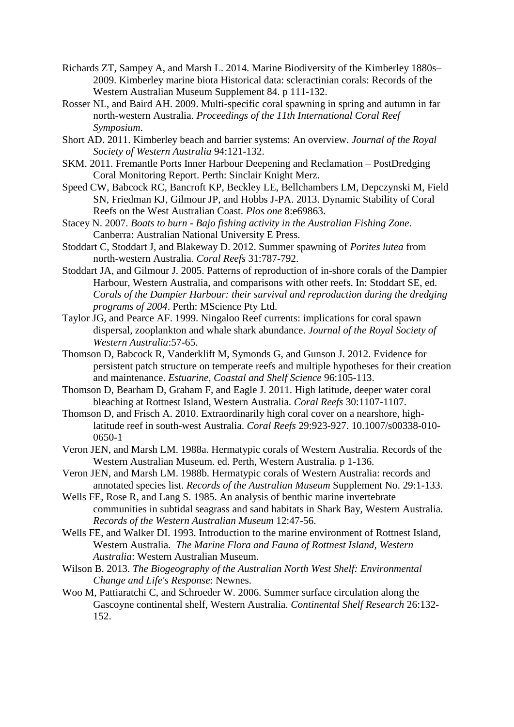Richards ZT, Sampey A, and Marsh L. 2014. Marine Biodiversity of the Kimberley 1880s–2009. Kimberley marine biota Historical data: scleractinian corals: Records of the Western Australian Museum Supplement 84. p 111-132.

Rosser NL, and Baird AH. 2009. Multi-specific coral spawning in spring and autumn in far north-western Australia. *Proceedings of the 11th International Coral Reef Symposium*.

Short AD. 2011. Kimberley beach and barrier systems: An overview. *Journal of the Royal Society of Western Australia* 94:121-132.

SKM. 2011. Fremantle Ports Inner Harbour Deepening and Reclamation – PostDredging Coral Monitoring Report. Perth: Sinclair Knight Merz.

Speed CW, Babcock RC, Bancroft KP, Beckley LE, Bellchambers LM, Depczynski M, Field SN, Friedman KJ, Gilmour JP, and Hobbs J-PA. 2013. Dynamic Stability of Coral Reefs on the West Australian Coast. *Plos one* 8:e69863.

Stacey N. 2007. *Boats to burn - Bajo fishing activity in the Australian Fishing Zone*. Canberra: Australian National University E Press.

Stoddart C, Stoddart J, and Blakeway D. 2012. Summer spawning of *Porites lutea* from north-western Australia. *Coral Reefs* 31:787-792.

Stoddart JA, and Gilmour J. 2005. Patterns of reproduction of in-shore corals of the Dampier Harbour, Western Australia, and comparisons with other reefs. In: Stoddart SE, ed. *Corals of the Dampier Harbour: their survival and reproduction during the dredging programs of 2004*. Perth: MScience Pty Ltd.

Taylor JG, and Pearce AF. 1999. Ningaloo Reef currents: implications for coral spawn dispersal, zooplankton and whale shark abundance. *Journal of the Royal Society of Western Australia*:57-65.

Thomson D, Babcock R, Vanderklift M, Symonds G, and Gunson J. 2012. Evidence for persistent patch structure on temperate reefs and multiple hypotheses for their creation and maintenance. *Estuarine, Coastal and Shelf Science* 96:105-113.

Thomson D, Bearham D, Graham F, and Eagle J. 2011. High latitude, deeper water coral bleaching at Rottnest Island, Western Australia. *Coral Reefs* 30:1107-1107.

Thomson D, and Frisch A. 2010. Extraordinarily high coral cover on a nearshore, high-latitude reef in south-west Australia. *Coral Reefs* 29:923-927. 10.1007/s00338-010-0650-1

Veron JEN, and Marsh LM. 1988a. Hermatypic corals of Western Australia. Records of the Western Australian Museum. ed. Perth, Western Australia. p 1-136.

Veron JEN, and Marsh LM. 1988b. Hermatypic corals of Western Australia: records and annotated species list. *Records of the Australian Museum* Supplement No. 29:1-133.

Wells FE, Rose R, and Lang S. 1985. An analysis of benthic marine invertebrate communities in subtidal seagrass and sand habitats in Shark Bay, Western Australia. *Records of the Western Australian Museum* 12:47-56.

Wells FE, and Walker DI. 1993. Introduction to the marine environment of Rottnest Island, Western Australia. *The Marine Flora and Fauna of Rottnest Island, Western Australia*: Western Australian Museum.

Wilson B. 2013. *The Biogeography of the Australian North West Shelf: Environmental Change and Life's Response*: Newnes.

Woo M, Pattiaratchi C, and Schroeder W. 2006. Summer surface circulation along the Gascoyne continental shelf, Western Australia. *Continental Shelf Research* 26:132-152.